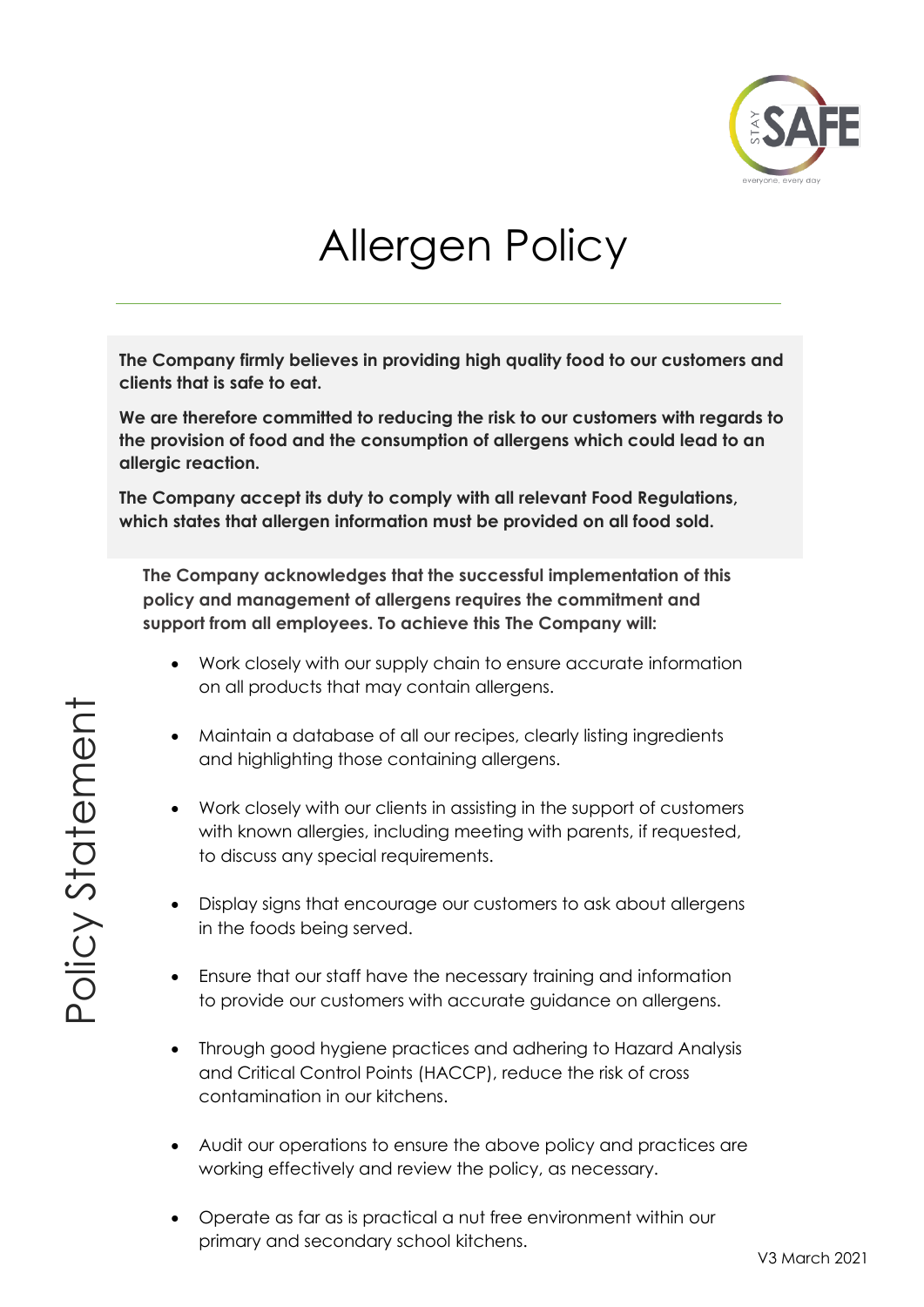# Allergen Policy

**The Company firmly believes in providing high quality food to our customers and clients that is safe to eat.**

**We are therefore committed to reducing the risk to our customers with regards to the provision of food and the consumption of allergens which could lead to an allergic reaction.**

**The Company accept its duty to comply with all relevant Food Regulations, which states that allergen information must be provided on all food sold.**

## Policy Statement

**The Company acknowledges that the successful implementation of this policy and management of allergens requires the commitment and support from all employees. To achieve this The Company will:**

- Work closely with our supply chain to ensure accurate information on all products that may contain allergens.
- Maintain a database of all our recipes, clearly listing ingredients and highlighting those containing allergens.
- Work closely with our clients in assisting in the support of customers with known allergies, including meeting with parents, if requested, to discuss any special requirements.
- Display signs that encourage our customers to ask about allergens in the foods being served.
- Ensure that our staff have the necessary training and information to provide our customers with accurate guidance on allergens.
- Through good hygiene practices and adhering to Hazard Analysis and Critical Control Points (HACCP), reduce the risk of cross contamination in our kitchens.
- Audit our operations to ensure the above policy and practices are working effectively and review the policy, as necessary.
- Operate as far as is practical a nut free environment within our primary and secondary school kitchens.

V3 March 2021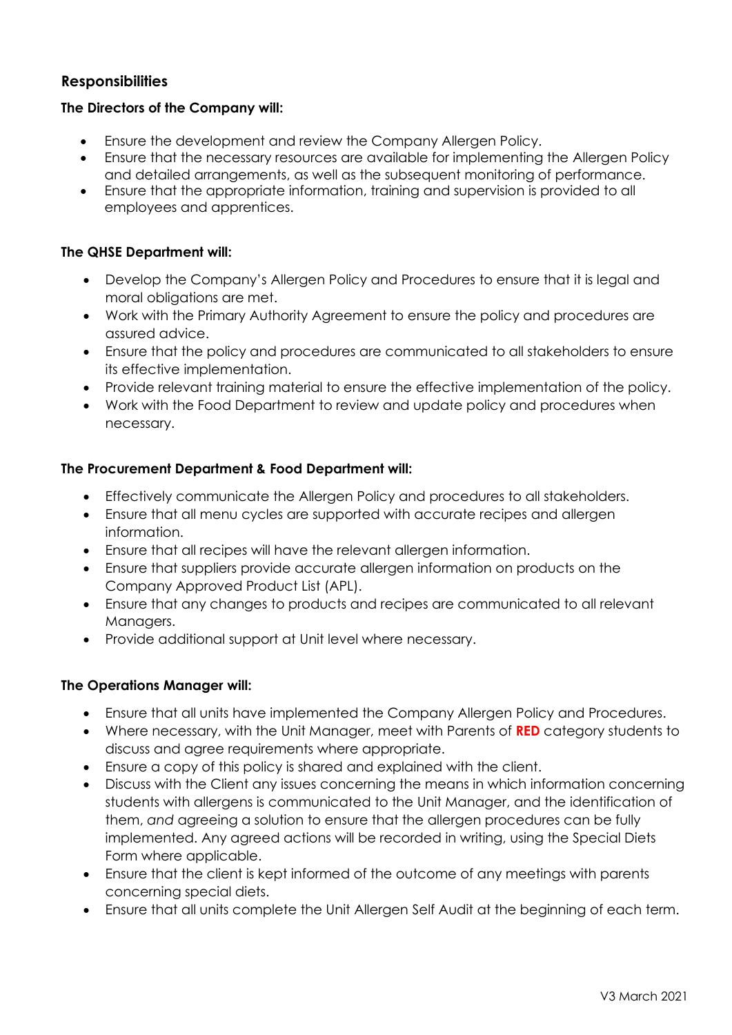## Responsibilities

**The Directors of the Company will:**

- Ensure the development and review the Company Allergen Policy.
- Ensure that the necessary resources are available for implementing the Allergen Policy and detailed arrangements, as well as the subsequent monitoring of performance.
- Ensure that the appropriate information, training and supervision is provided to all employees and apprentices.

**The QHSE Department will:**

- Develop the Company's Allergen Policy and Procedures to ensure that it is legal and moral obligations are met.
- Work with the Primary Authority Agreement to ensure the policy and procedures are assured advice.
- Ensure that the policy and procedures are communicated to all stakeholders to ensure its effective implementation.
- Provide relevant training material to ensure the effective implementation of the policy.
- Work with the Food Department to review and update policy and procedures when necessary.

**The Procurement Department & Food Department will:**

- Effectively communicate the Allergen Policy and procedures to all stakeholders.
- Ensure that all menu cycles are supported with accurate recipes and allergen information.
- Ensure that all recipes will have the relevant allergen information.
- Ensure that suppliers provide accurate allergen information on products on the Company Approved Product List (APL).
- Ensure that any changes to products and recipes are communicated to all relevant Managers.
- Provide additional support at Unit level where necessary.

**The Operations Manager will:**

- Ensure that all units have implemented the Company Allergen Policy and Procedures.
- Where necessary, with the Unit Manager, meet with Parents of **RED** category students to discuss and agree requirements where appropriate.
- Ensure a copy of this policy is shared and explained with the client.
- Discuss with the Client any issues concerning the means in which information concerning students with allergens is communicated to the Unit Manager, and the identification of them, *and* agreeing a solution to ensure that the allergen procedures can be fully implemented. Any agreed actions will be recorded in writing, using the Special Diets Form where applicable.
- Ensure that the client is kept informed of the outcome of any meetings with parents concerning special diets.
- Ensure that all units complete the Unit Allergen Self Audit at the beginning of each term.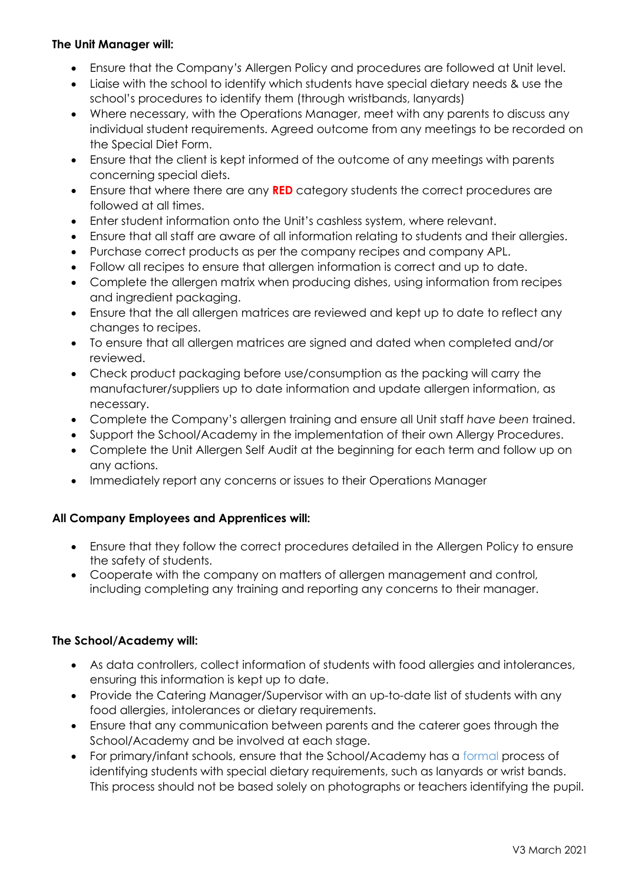**The Unit Manager will:**

- Ensure that the Company's Allergen Policy and procedures are followed at Unit level.
- Liaise with the school to identify which students have special dietary needs & use the school's procedures to identify them (through wristbands, lanyards)
- Where necessary, with the Operations Manager, meet with any parents to discuss any individual student requirements. Agreed outcome from any meetings to be recorded on the Special Diet Form.
- Ensure that the client is kept informed of the outcome of any meetings with parents concerning special diets.
- Ensure that where there are any **RED** category students the correct procedures are followed at all times.
- Enter student information onto the Unit's cashless system, where relevant.
- Ensure that all staff are aware of all information relating to students and their allergies.
- Purchase correct products as per the company recipes and company APL.
- Follow all recipes to ensure that allergen information is correct and up to date.
- Complete the allergen matrix when producing dishes, using information from recipes and ingredient packaging.
- Ensure that the all allergen matrices are reviewed and kept up to date to reflect any changes to recipes.
- To ensure that all allergen matrices are signed and dated when completed and/or reviewed.
- Check product packaging before use/consumption as the packing will carry the manufacturer/suppliers up to date information and update allergen information, as necessary.
- Complete the Company's allergen training and ensure all Unit staff *have been* trained.
- Support the School/Academy in the implementation of their own Allergy Procedures.
- Complete the Unit Allergen Self Audit at the beginning for each term and follow up on any actions.
- Immediately report any concerns or issues to their Operations Manager

**All Company Employees and Apprentices will:**

- Ensure that they follow the correct procedures detailed in the Allergen Policy to ensure the safety of students.
- Cooperate with the company on matters of allergen management and control, including completing any training and reporting any concerns to their manager.

**The School/Academy will:**

- As data controllers, collect information of students with food allergies and intolerances, ensuring this information is kept up to date.
- Provide the Catering Manager/Supervisor with an up-to-date list of students with any food allergies, intolerances or dietary requirements.
- Ensure that any communication between parents and the caterer goes through the School/Academy and be involved at each stage.
- For primary/infant schools, ensure that the School/Academy has a formal process of identifying students with special dietary requirements, such as lanyards or wrist bands. This process should not be based solely on photographs or teachers identifying the pupil.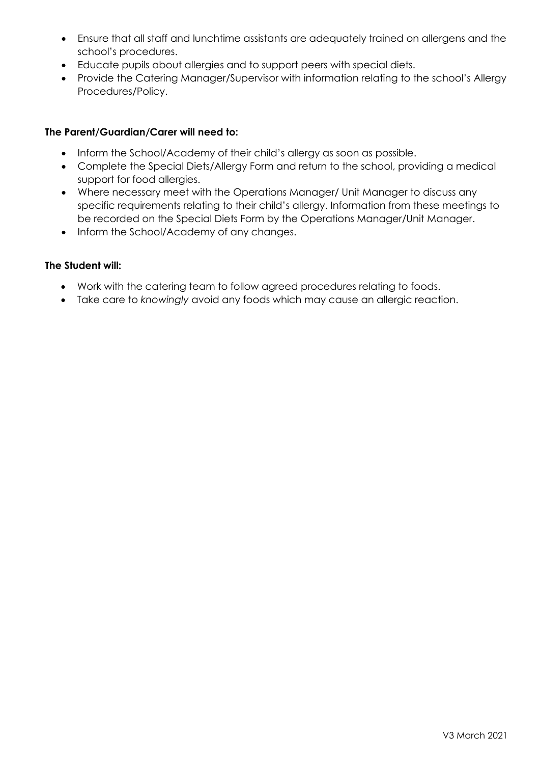- Ensure that all staff and lunchtime assistants are adequately trained on allergens and the school's procedures.
- Educate pupils about allergies and to support peers with special diets.
- Provide the Catering Manager/Supervisor with information relating to the school's Allergy Procedures/Policy.

**The Parent/Guardian/Carer will need to:**

- Inform the School/Academy of their child's allergy as soon as possible.
- Complete the Special Diets/Allergy Form and return to the school, providing a medical support for food allergies.
- Where necessary meet with the Operations Manager/ Unit Manager to discuss any specific requirements relating to their child's allergy. Information from these meetings to be recorded on the Special Diets Form by the Operations Manager/Unit Manager.
- Inform the School/Academy of any changes.

**The Student will:**

- Work with the catering team to follow agreed procedures relating to foods.
- Take care to *knowingly* avoid any foods which may cause an allergic reaction.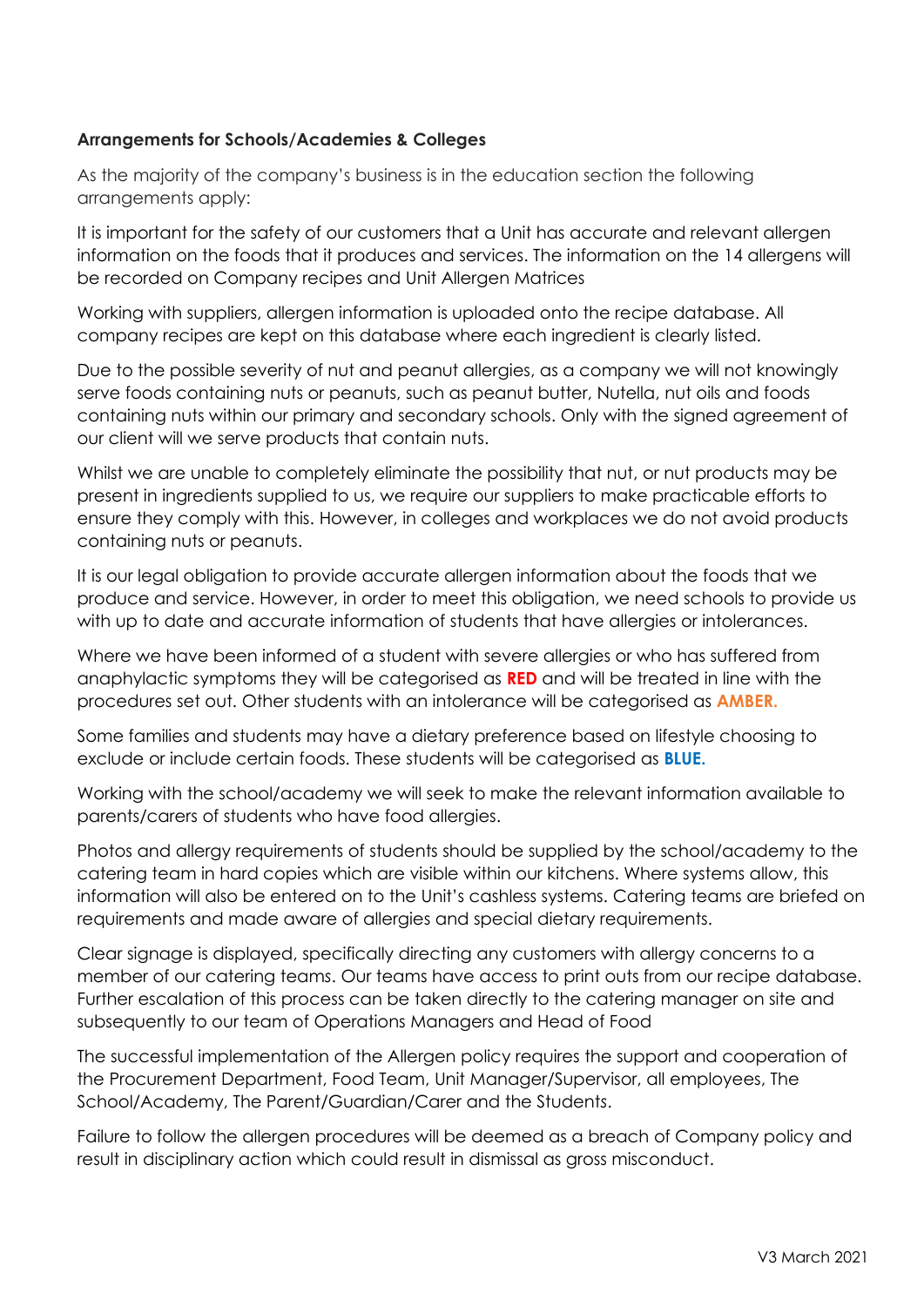**Arrangements for Schools/Academies & Colleges**

As the majority of the company's business is in the education section the following arrangements apply:

It is important for the safety of our customers that a Unit has accurate and relevant allergen information on the foods that it produces and services. The information on the 14 allergens will be recorded on Company recipes and Unit Allergen Matrices

Working with suppliers, allergen information is uploaded onto the recipe database. All company recipes are kept on this database where each ingredient is clearly listed.

Due to the possible severity of nut and peanut allergies, as a company we will not knowingly serve foods containing nuts or peanuts, such as peanut butter, Nutella, nut oils and foods containing nuts within our primary and secondary schools. Only with the signed agreement of our client will we serve products that contain nuts.

Whilst we are unable to completely eliminate the possibility that nut, or nut products may be present in ingredients supplied to us, we require our suppliers to make practicable efforts to ensure they comply with this. However, in colleges and workplaces we do not avoid products containing nuts or peanuts.

It is our legal obligation to provide accurate allergen information about the foods that we produce and service. However, in order to meet this obligation, we need schools to provide us with up to date and accurate information of students that have allergies or intolerances.

Where we have been informed of a student with severe allergies or who has suffered from anaphylactic symptoms they will be categorised as **RED** and will be treated in line with the procedures set out. Other students with an intolerance will be categorised as **AMBER.**

Some families and students may have a dietary preference based on lifestyle choosing to exclude or include certain foods. These students will be categorised as **BLUE.**

Working with the school/academy we will seek to make the relevant information available to parents/carers of students who have food allergies.

Photos and allergy requirements of students should be supplied by the school/academy to the catering team in hard copies which are visible within our kitchens. Where systems allow, this information will also be entered on to the Unit's cashless systems. Catering teams are briefed on requirements and made aware of allergies and special dietary requirements.

Clear signage is displayed, specifically directing any customers with allergy concerns to a member of our catering teams. Our teams have access to print outs from our recipe database. Further escalation of this process can be taken directly to the catering manager on site and subsequently to our team of Operations Managers and Head of Food

The successful implementation of the Allergen policy requires the support and cooperation of the Procurement Department, Food Team, Unit Manager/Supervisor, all employees, The School/Academy, The Parent/Guardian/Carer and the Students.

Failure to follow the allergen procedures will be deemed as a breach of Company policy and result in disciplinary action which could result in dismissal as gross misconduct.

V3 March 2021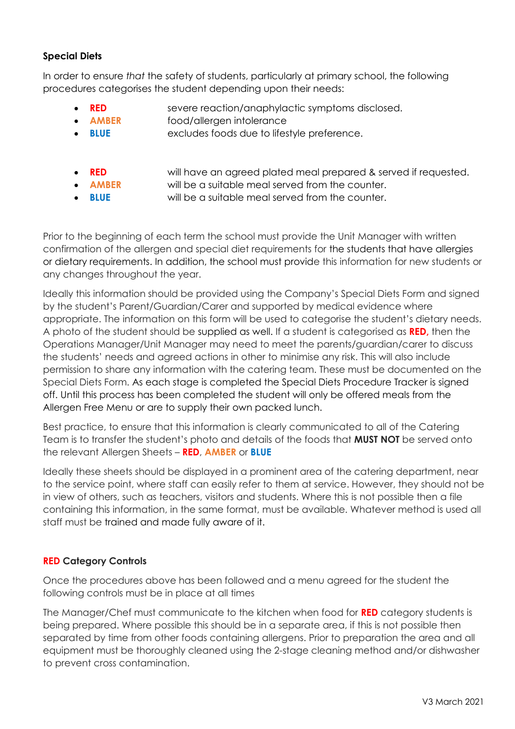**Special Diets**

In order to ensure *that* the safety of students, particularly at primary school, the following procedures categorises the student depending upon their needs:

- **RED** severe reaction/anaphylactic symptoms disclosed.
- **AMBER** food/allergen intolerance
- **BLUE** excludes foods due to lifestyle preference.

- **RED** will have an agreed plated meal prepared & served if requested.
- **AMBER** will be a suitable meal served from the counter.
- **BLUE** will be a suitable meal served from the counter.

Prior to the beginning of each term the school must provide the Unit Manager with written confirmation of the allergen and special diet requirements for the students that have allergies or dietary requirements. In addition, the school must provide this information for new students or any changes throughout the year.

Ideally this information should be provided using the Company's Special Diets Form and signed by the student's Parent/Guardian/Carer and supported by medical evidence where appropriate. The information on this form will be used to categorise the student's dietary needs. A photo of the student should be supplied as well. If a student is categorised as **RED,** then the Operations Manager/Unit Manager may need to meet the parents/guardian/carer to discuss the students' needs and agreed actions in other to minimise any risk. This will also include permission to share any information with the catering team. These must be documented on the Special Diets Form. As each stage is completed the Special Diets Procedure Tracker is signed off. Until this process has been completed the student will only be offered meals from the Allergen Free Menu or are to supply their own packed lunch.

Best practice, to ensure that this information is clearly communicated to all of the Catering Team is to transfer the student's photo and details of the foods that **MUST NOT** be served onto the relevant Allergen Sheets – **RED**, **AMBER** or **BLUE**

Ideally these sheets should be displayed in a prominent area of the catering department, near to the service point, where staff can easily refer to them at service. However, they should not be in view of others, such as teachers, visitors and students. Where this is not possible then a file containing this information, in the same format, must be available. Whatever method is used all staff must be trained and made fully aware of it.

**RED Category Controls**

Once the procedures above has been followed and a menu agreed for the student the following controls must be in place at all times

The Manager/Chef must communicate to the kitchen when food for **RED** category students is being prepared. Where possible this should be in a separate area, if this is not possible then separated by time from other foods containing allergens. Prior to preparation the area and all equipment must be thoroughly cleaned using the 2-stage cleaning method and/or dishwasher to prevent cross contamination.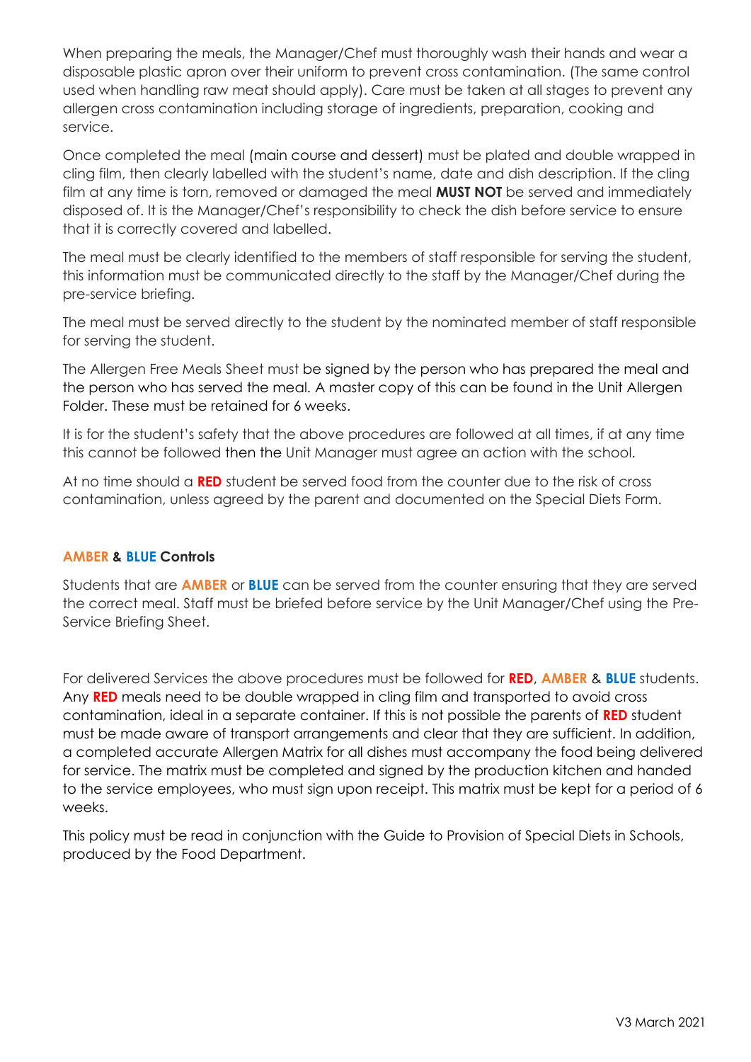When preparing the meals, the Manager/Chef must thoroughly wash their hands and wear a disposable plastic apron over their uniform to prevent cross contamination. (The same control used when handling raw meat should apply). Care must be taken at all stages to prevent any allergen cross contamination including storage of ingredients, preparation, cooking and service.

Once completed the meal (main course and dessert) must be plated and double wrapped in cling film, then clearly labelled with the student's name, date and dish description. If the cling film at any time is torn, removed or damaged the meal **MUST NOT** be served and immediately disposed of. It is the Manager/Chef's responsibility to check the dish before service to ensure that it is correctly covered and labelled.

The meal must be clearly identified to the members of staff responsible for serving the student, this information must be communicated directly to the staff by the Manager/Chef during the pre-service briefing.

The meal must be served directly to the student by the nominated member of staff responsible for serving the student.

The Allergen Free Meals Sheet must be signed by the person who has prepared the meal and the person who has served the meal. A master copy of this can be found in the Unit Allergen Folder. These must be retained for 6 weeks.

It is for the student's safety that the above procedures are followed at all times, if at any time this cannot be followed then the Unit Manager must agree an action with the school.

At no time should a **RED** student be served food from the counter due to the risk of cross contamination, unless agreed by the parent and documented on the Special Diets Form.

### AMBER & BLUE Controls

Students that are **AMBER** or **BLUE** can be served from the counter ensuring that they are served the correct meal. Staff must be briefed before service by the Unit Manager/Chef using the Pre-Service Briefing Sheet.

For delivered Services the above procedures must be followed for **RED**, **AMBER** & **BLUE** students. Any **RED** meals need to be double wrapped in cling film and transported to avoid cross contamination, ideal in a separate container. If this is not possible the parents of **RED** student must be made aware of transport arrangements and clear that they are sufficient. In addition, a completed accurate Allergen Matrix for all dishes must accompany the food being delivered for service. The matrix must be completed and signed by the production kitchen and handed to the service employees, who must sign upon receipt. This matrix must be kept for a period of 6 weeks.

This policy must be read in conjunction with the Guide to Provision of Special Diets in Schools, produced by the Food Department.

V3 March 2021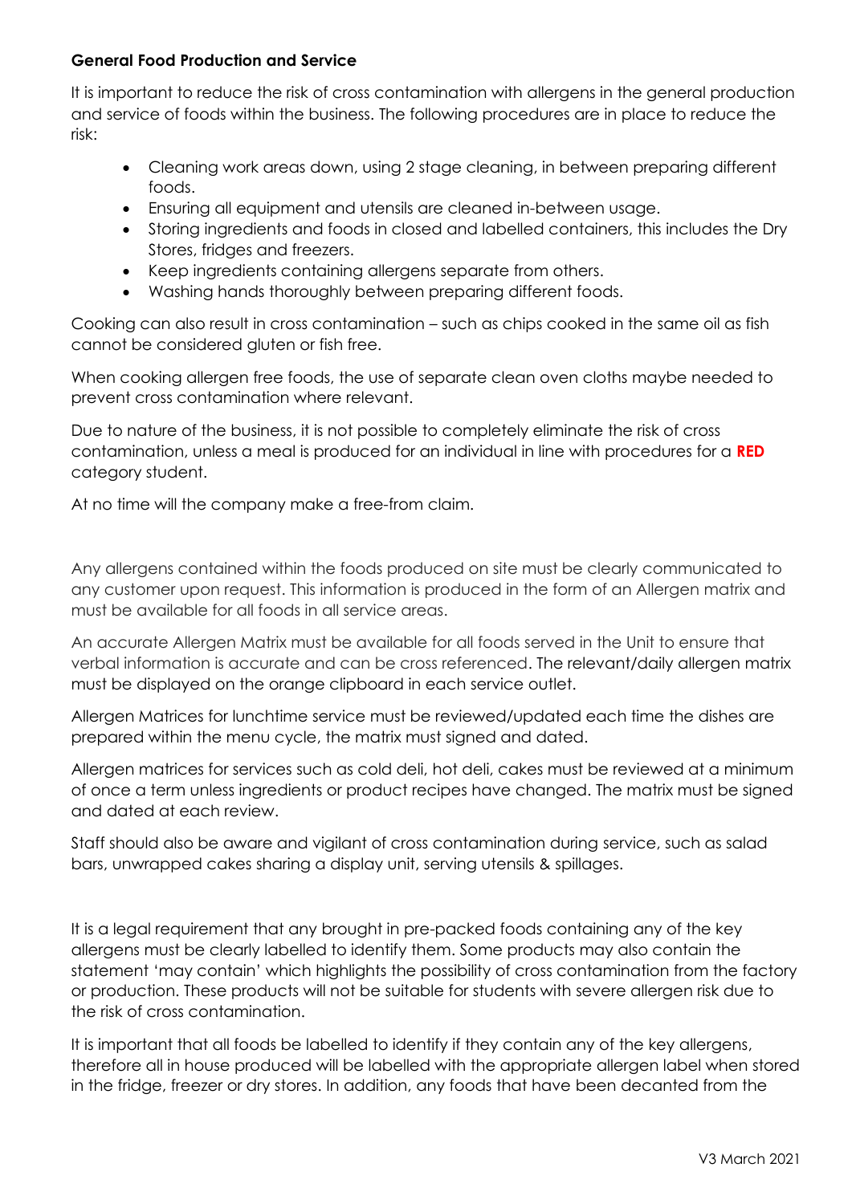**General Food Production and Service**

It is important to reduce the risk of cross contamination with allergens in the general production and service of foods within the business. The following procedures are in place to reduce the risk:

- Cleaning work areas down, using 2 stage cleaning, in between preparing different foods.
- Ensuring all equipment and utensils are cleaned in-between usage.
- Storing ingredients and foods in closed and labelled containers, this includes the Dry Stores, fridges and freezers.
- Keep ingredients containing allergens separate from others.
- Washing hands thoroughly between preparing different foods.

Cooking can also result in cross contamination – such as chips cooked in the same oil as fish cannot be considered gluten or fish free.

When cooking allergen free foods, the use of separate clean oven cloths maybe needed to prevent cross contamination where relevant.

Due to nature of the business, it is not possible to completely eliminate the risk of cross contamination, unless a meal is produced for an individual in line with procedures for a **RED** category student.

At no time will the company make a free-from claim.

Any allergens contained within the foods produced on site must be clearly communicated to any customer upon request. This information is produced in the form of an Allergen matrix and must be available for all foods in all service areas.

An accurate Allergen Matrix must be available for all foods served in the Unit to ensure that verbal information is accurate and can be cross referenced. The relevant/daily allergen matrix must be displayed on the orange clipboard in each service outlet.

Allergen Matrices for lunchtime service must be reviewed/updated each time the dishes are prepared within the menu cycle, the matrix must signed and dated.

Allergen matrices for services such as cold deli, hot deli, cakes must be reviewed at a minimum of once a term unless ingredients or product recipes have changed. The matrix must be signed and dated at each review.

Staff should also be aware and vigilant of cross contamination during service, such as salad bars, unwrapped cakes sharing a display unit, serving utensils & spillages.

It is a legal requirement that any brought in pre-packed foods containing any of the key allergens must be clearly labelled to identify them. Some products may also contain the statement 'may contain' which highlights the possibility of cross contamination from the factory or production. These products will not be suitable for students with severe allergen risk due to the risk of cross contamination.

It is important that all foods be labelled to identify if they contain any of the key allergens, therefore all in house produced will be labelled with the appropriate allergen label when stored in the fridge, freezer or dry stores. In addition, any foods that have been decanted from the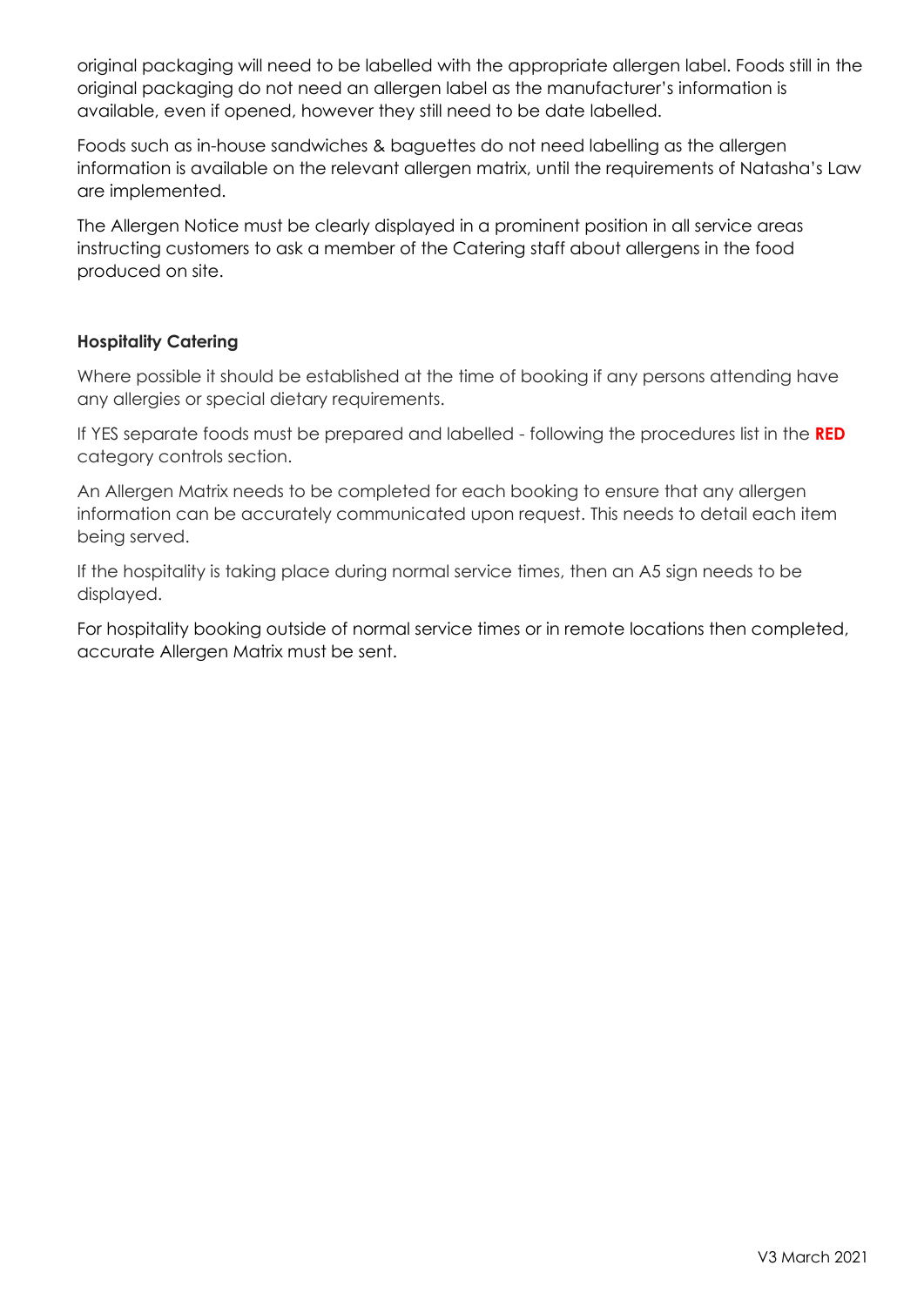original packaging will need to be labelled with the appropriate allergen label. Foods still in the original packaging do not need an allergen label as the manufacturer's information is available, even if opened, however they still need to be date labelled.

Foods such as in-house sandwiches & baguettes do not need labelling as the allergen information is available on the relevant allergen matrix, until the requirements of Natasha's Law are implemented.

The Allergen Notice must be clearly displayed in a prominent position in all service areas instructing customers to ask a member of the Catering staff about allergens in the food produced on site.

**Hospitality Catering**

Where possible it should be established at the time of booking if any persons attending have any allergies or special dietary requirements.

If YES separate foods must be prepared and labelled - following the procedures list in the **RED** category controls section.

An Allergen Matrix needs to be completed for each booking to ensure that any allergen information can be accurately communicated upon request. This needs to detail each item being served.

If the hospitality is taking place during normal service times, then an A5 sign needs to be displayed.

For hospitality booking outside of normal service times or in remote locations then completed, accurate Allergen Matrix must be sent.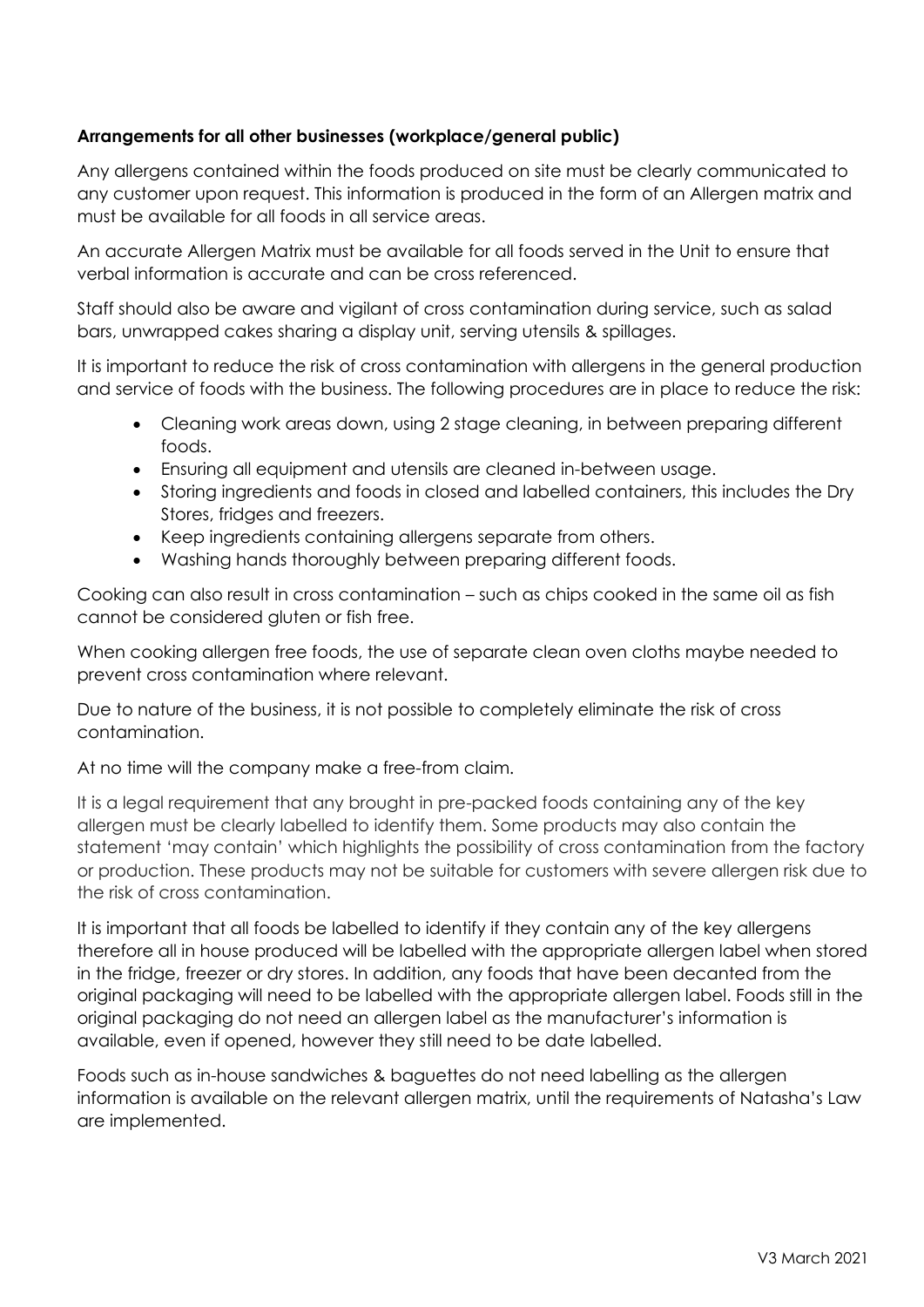**Arrangements for all other businesses (workplace/general public)**

Any allergens contained within the foods produced on site must be clearly communicated to any customer upon request. This information is produced in the form of an Allergen matrix and must be available for all foods in all service areas.

An accurate Allergen Matrix must be available for all foods served in the Unit to ensure that verbal information is accurate and can be cross referenced.

Staff should also be aware and vigilant of cross contamination during service, such as salad bars, unwrapped cakes sharing a display unit, serving utensils & spillages.

It is important to reduce the risk of cross contamination with allergens in the general production and service of foods with the business. The following procedures are in place to reduce the risk:

- Cleaning work areas down, using 2 stage cleaning, in between preparing different foods.
- Ensuring all equipment and utensils are cleaned in-between usage.
- Storing ingredients and foods in closed and labelled containers, this includes the Dry Stores, fridges and freezers.
- Keep ingredients containing allergens separate from others.
- Washing hands thoroughly between preparing different foods.

Cooking can also result in cross contamination – such as chips cooked in the same oil as fish cannot be considered gluten or fish free.

When cooking allergen free foods, the use of separate clean oven cloths maybe needed to prevent cross contamination where relevant.

Due to nature of the business, it is not possible to completely eliminate the risk of cross contamination.

At no time will the company make a free-from claim.

It is a legal requirement that any brought in pre-packed foods containing any of the key allergen must be clearly labelled to identify them. Some products may also contain the statement 'may contain' which highlights the possibility of cross contamination from the factory or production. These products may not be suitable for customers with severe allergen risk due to the risk of cross contamination.

It is important that all foods be labelled to identify if they contain any of the key allergens therefore all in house produced will be labelled with the appropriate allergen label when stored in the fridge, freezer or dry stores. In addition, any foods that have been decanted from the original packaging will need to be labelled with the appropriate allergen label. Foods still in the original packaging do not need an allergen label as the manufacturer's information is available, even if opened, however they still need to be date labelled.

Foods such as in-house sandwiches & baguettes do not need labelling as the allergen information is available on the relevant allergen matrix, until the requirements of Natasha's Law are implemented.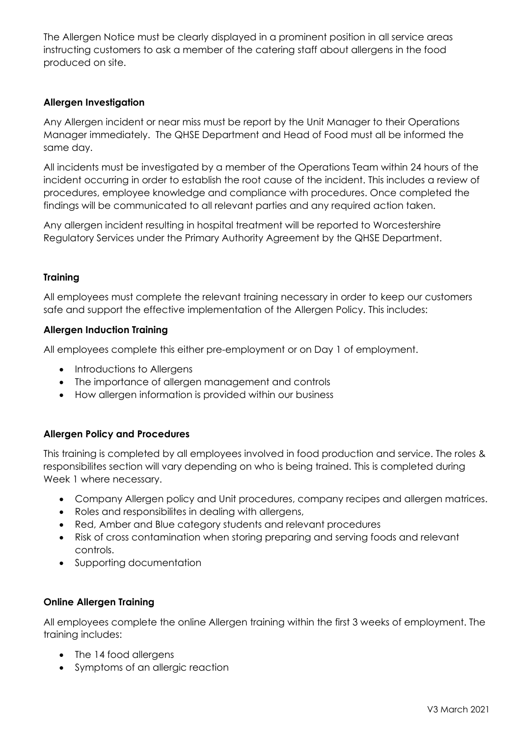The Allergen Notice must be clearly displayed in a prominent position in all service areas instructing customers to ask a member of the catering staff about allergens in the food produced on site.

**Allergen Investigation**

Any Allergen incident or near miss must be report by the Unit Manager to their Operations Manager immediately. The QHSE Department and Head of Food must all be informed the same day.

All incidents must be investigated by a member of the Operations Team within 24 hours of the incident occurring in order to establish the root cause of the incident. This includes a review of procedures, employee knowledge and compliance with procedures. Once completed the findings will be communicated to all relevant parties and any required action taken.

Any allergen incident resulting in hospital treatment will be reported to Worcestershire Regulatory Services under the Primary Authority Agreement by the QHSE Department.

**Training**

All employees must complete the relevant training necessary in order to keep our customers safe and support the effective implementation of the Allergen Policy. This includes:

**Allergen Induction Training**

All employees complete this either pre-employment or on Day 1 of employment.

- Introductions to Allergens
- The importance of allergen management and controls
- How allergen information is provided within our business

**Allergen Policy and Procedures**

This training is completed by all employees involved in food production and service. The roles & responsibilites section will vary depending on who is being trained. This is completed during Week 1 where necessary.

- Company Allergen policy and Unit procedures, company recipes and allergen matrices.
- Roles and responsibilites in dealing with allergens,
- Red, Amber and Blue category students and relevant procedures
- Risk of cross contamination when storing preparing and serving foods and relevant controls.
- Supporting documentation

**Online Allergen Training**

All employees complete the online Allergen training within the first 3 weeks of employment. The training includes:

- The 14 food allergens
- Symptoms of an allergic reaction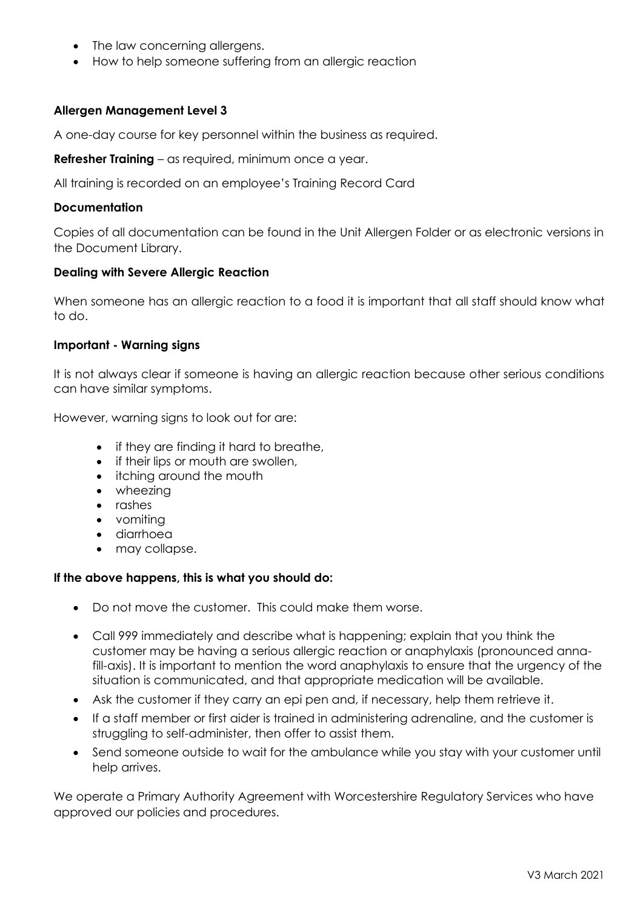- The law concerning allergens.
- How to help someone suffering from an allergic reaction

**Allergen Management Level 3**

A one-day course for key personnel within the business as required.

**Refresher Training** – as required, minimum once a year.

All training is recorded on an employee's Training Record Card

**Documentation**

Copies of all documentation can be found in the Unit Allergen Folder or as electronic versions in the Document Library.

**Dealing with Severe Allergic Reaction**

When someone has an allergic reaction to a food it is important that all staff should know what to do.

**Important - Warning signs**

It is not always clear if someone is having an allergic reaction because other serious conditions can have similar symptoms.

However, warning signs to look out for are:

- if they are finding it hard to breathe,
- if their lips or mouth are swollen,
- itching around the mouth
- wheezing
- rashes
- vomiting
- diarrhoea
- may collapse.

**If the above happens, this is what you should do:**

- Do not move the customer. This could make them worse.
- Call 999 immediately and describe what is happening; explain that you think the customer may be having a serious allergic reaction or anaphylaxis (pronounced anna-fill-axis). It is important to mention the word anaphylaxis to ensure that the urgency of the situation is communicated, and that appropriate medication will be available.
- Ask the customer if they carry an epi pen and, if necessary, help them retrieve it.
- If a staff member or first aider is trained in administering adrenaline, and the customer is struggling to self-administer, then offer to assist them.
- Send someone outside to wait for the ambulance while you stay with your customer until help arrives.

We operate a Primary Authority Agreement with Worcestershire Regulatory Services who have approved our policies and procedures.

V3 March 2021